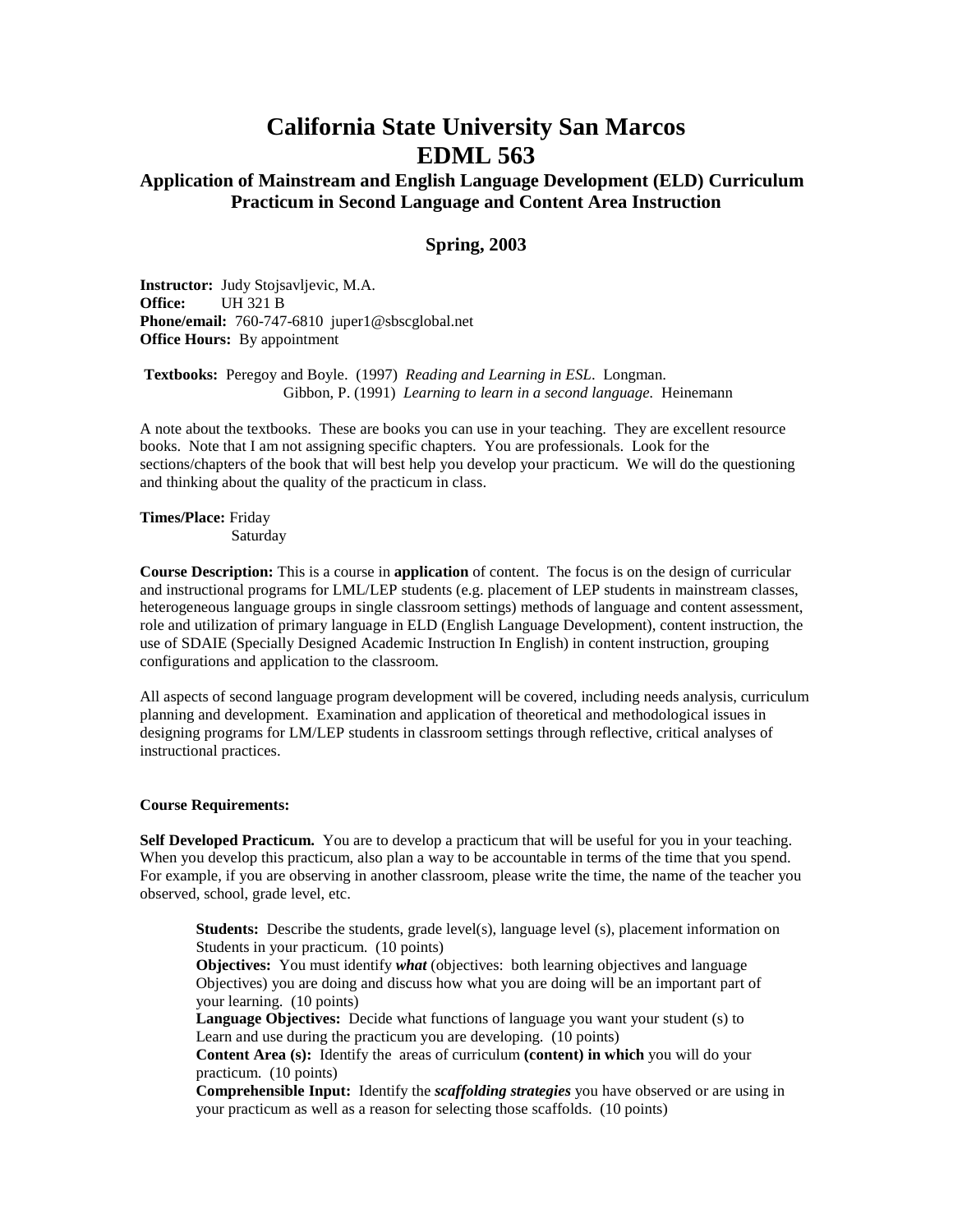# California State University San Marcos
# EDML 563

## Application of Mainstream and English Language Development (ELD) Curriculum Practicum in Second Language and Content Area Instruction

### Spring, 2003

**Instructor:** Judy Stojsavljevic, M.A.
**Office:** UH 321 B
**Phone/email:** 760-747-6810 juper1@sbscglobal.net
**Office Hours:** By appointment

**Textbooks:** Peregoy and Boyle. (1997) *Reading and Learning in ESL*. Longman.
Gibbon, P. (1991) *Learning to learn in a second language.* Heinemann

A note about the textbooks. These are books you can use in your teaching. They are excellent resource books. Note that I am not assigning specific chapters. You are professionals. Look for the sections/chapters of the book that will best help you develop your practicum. We will do the questioning and thinking about the quality of the practicum in class.

**Times/Place:** Friday
Saturday

**Course Description:** This is a course in **application** of content. The focus is on the design of curricular and instructional programs for LML/LEP students (e.g. placement of LEP students in mainstream classes, heterogeneous language groups in single classroom settings) methods of language and content assessment, role and utilization of primary language in ELD (English Language Development), content instruction, the use of SDAIE (Specially Designed Academic Instruction In English) in content instruction, grouping configurations and application to the classroom.

All aspects of second language program development will be covered, including needs analysis, curriculum planning and development. Examination and application of theoretical and methodological issues in designing programs for LM/LEP students in classroom settings through reflective, critical analyses of instructional practices.

**Course Requirements:**

**Self Developed Practicum.** You are to develop a practicum that will be useful for you in your teaching. When you develop this practicum, also plan a way to be accountable in terms of the time that you spend. For example, if you are observing in another classroom, please write the time, the name of the teacher you observed, school, grade level, etc.

> **Students:** Describe the students, grade level(s), language level (s), placement information on Students in your practicum. (10 points)
> **Objectives:** You must identify ***what*** (objectives: both learning objectives and language Objectives) you are doing and discuss how what you are doing will be an important part of your learning. (10 points)
> **Language Objectives:** Decide what functions of language you want your student (s) to Learn and use during the practicum you are developing. (10 points)
> **Content Area (s):** Identify the areas of curriculum **(content) in which** you will do your practicum. (10 points)
> **Comprehensible Input:** Identify the ***scaffolding strategies*** you have observed or are using in your practicum as well as a reason for selecting those scaffolds. (10 points)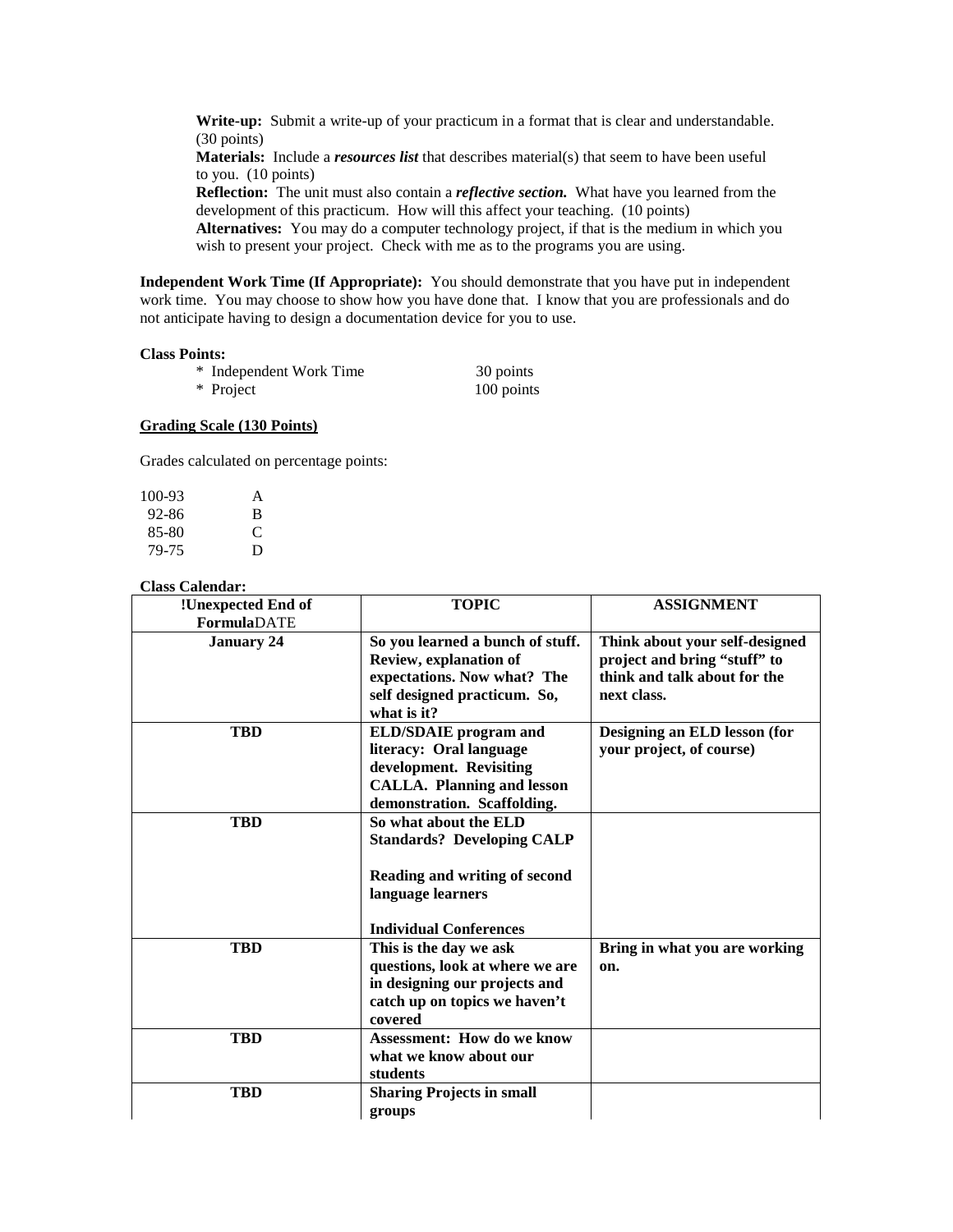**Write-up:** Submit a write-up of your practicum in a format that is clear and understandable. (30 points)

**Materials:** Include a ***resources list*** that describes material(s) that seem to have been useful to you. (10 points)

**Reflection:** The unit must also contain a ***reflective section.*** What have you learned from the development of this practicum. How will this affect your teaching. (10 points)

**Alternatives:** You may do a computer technology project, if that is the medium in which you wish to present your project. Check with me as to the programs you are using.

**Independent Work Time (If Appropriate):** You should demonstrate that you have put in independent work time. You may choose to show how you have done that. I know that you are professionals and do not anticipate having to design a documentation device for you to use.

**Class Points:**

| | |
|---|---|
| * Independent Work Time | 30 points |
| * Project | 100 points |

**<u>Grading Scale (130 Points)</u>**

Grades calculated on percentage points:

| | |
|---|---|
| 100-93 | A |
| 92-86 | B |
| 85-80 | C |
| 79-75 | D |

**Class Calendar:**

| !Unexpected End of **Formula**DATE | TOPIC | ASSIGNMENT |
|---|---|---|
| **January 24** | **So you learned a bunch of stuff. Review, explanation of expectations. Now what? The self designed practicum. So, what is it?** | **Think about your self-designed project and bring "stuff" to think and talk about for the next class.** |
| **TBD** | **ELD/SDAIE program and literacy: Oral language development. Revisiting CALLA. Planning and lesson demonstration. Scaffolding.** | **Designing an ELD lesson (for your project, of course)** |
| **TBD** | **So what about the ELD Standards? Developing CALP**<br><br>**Reading and writing of second language learners**<br><br>**Individual Conferences** | |
| **TBD** | **This is the day we ask questions, look at where we are in designing our projects and catch up on topics we haven't covered** | **Bring in what you are working on.** |
| **TBD** | **Assessment: How do we know what we know about our students** | |
| **TBD** | **Sharing Projects in small groups** | |